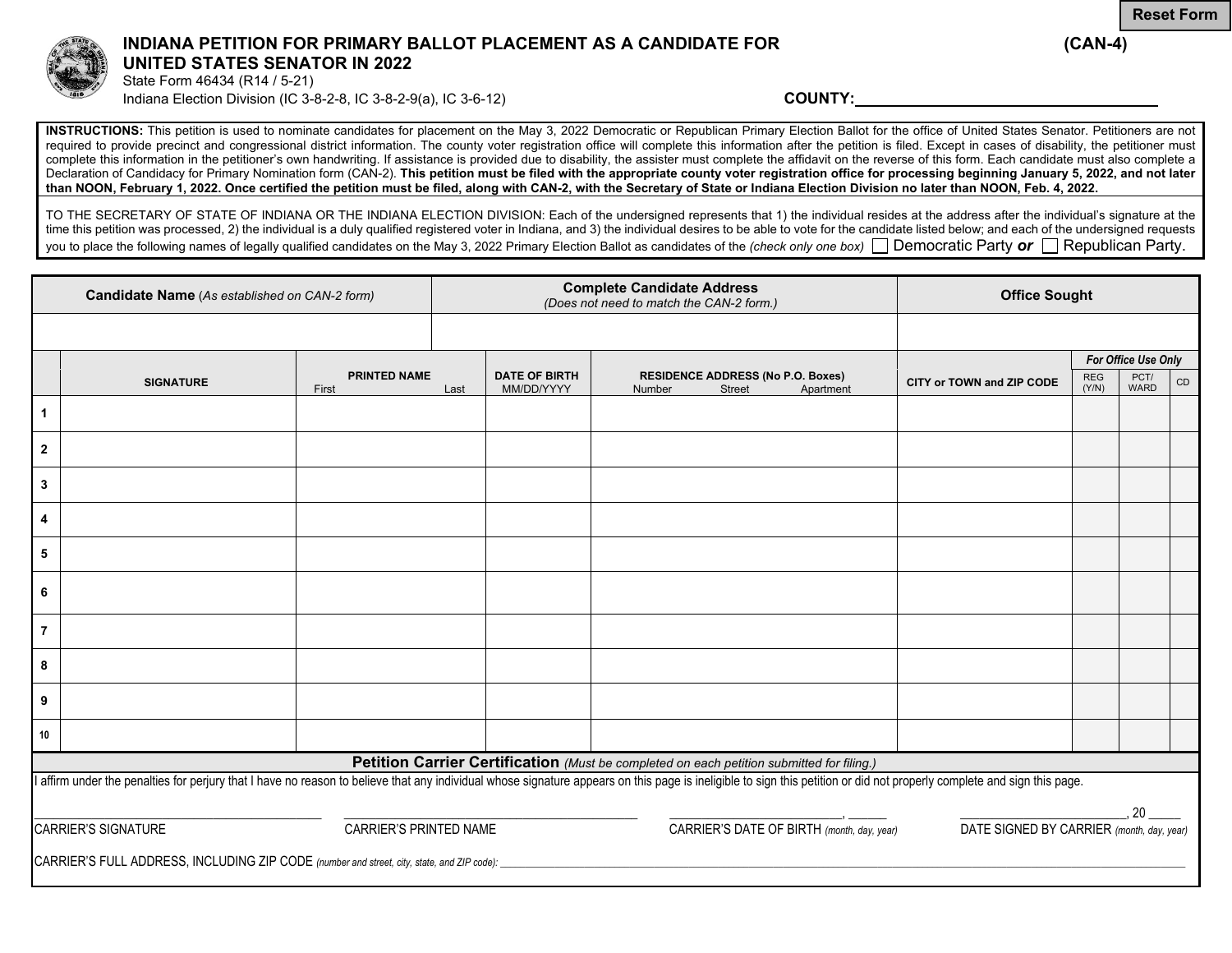# INDIANA PETITION FOR PRIMARY BALLOT PLACEMENT AS A CANDIDATE FOR UNITED STATES SENATOR IN 2022

**(CAN-4)**

State Form 46434 (R14 / 5-21)
Indiana Election Division (IC 3-8-2-8, IC 3-8-2-9(a), IC 3-6-12)

**COUNTY:**\_\_\_\_\_\_\_\_\_\_\_\_\_\_\_\_\_\_\_\_\_\_\_\_\_\_\_\_\_\_\_\_\_\_\_\_

**INSTRUCTIONS:** This petition is used to nominate candidates for placement on the May 3, 2022 Democratic or Republican Primary Election Ballot for the office of United States Senator. Petitioners are not required to provide precinct and congressional district information. The county voter registration office will complete this information after the petition is filed. Except in cases of disability, the petitioner must complete this information in the petitioner's own handwriting. If assistance is provided due to disability, the assister must complete the affidavit on the reverse of this form. Each candidate must also complete a Declaration of Candidacy for Primary Nomination form (CAN-2). **This petition must be filed with the appropriate county voter registration office for processing beginning January 5, 2022, and not later than NOON, February 1, 2022. Once certified the petition must be filed, along with CAN-2, with the Secretary of State or Indiana Election Division no later than NOON, Feb. 4, 2022.**

TO THE SECRETARY OF STATE OF INDIANA OR THE INDIANA ELECTION DIVISION: Each of the undersigned represents that 1) the individual resides at the address after the individual's signature at the time this petition was processed, 2) the individual is a duly qualified registered voter in Indiana, and 3) the individual desires to be able to vote for the candidate listed below; and each of the undersigned requests you to place the following names of legally qualified candidates on the May 3, 2022 Primary Election Ballot as candidates of the *(check only one box)* ☐ Democratic Party ***or*** ☐ Republican Party.

| **Candidate Name** *(As established on CAN-2 form)* | **Complete Candidate Address** *(Does not need to match the CAN-2 form.)* | **Office Sought** |
|---|---|---|
| | | |

| | SIGNATURE | PRINTED NAME (First / Last) | DATE OF BIRTH MM/DD/YYYY | RESIDENCE ADDRESS (No P.O. Boxes) (Number / Street / Apartment) | CITY or TOWN and ZIP CODE | *For Office Use Only* REG (Y/N) | PCT/ WARD | CD |
|---|---|---|---|---|---|---|---|---|
| 1 | | | | | | | | |
| 2 | | | | | | | | |
| 3 | | | | | | | | |
| 4 | | | | | | | | |
| 5 | | | | | | | | |
| 6 | | | | | | | | |
| 7 | | | | | | | | |
| 8 | | | | | | | | |
| 9 | | | | | | | | |
| 10 | | | | | | | | |

## Petition Carrier Certification *(Must be completed on each petition submitted for filing.)*

I affirm under the penalties for perjury that I have no reason to believe that any individual whose signature appears on this page is ineligible to sign this petition or did not properly complete and sign this page.

\_\_\_\_\_\_\_\_\_\_\_\_\_\_\_\_\_\_\_\_\_\_\_\_\_\_\_\_\_\_ CARRIER'S SIGNATURE

\_\_\_\_\_\_\_\_\_\_\_\_\_\_\_\_\_\_\_\_\_\_\_\_\_\_\_\_\_\_ CARRIER'S PRINTED NAME

\_\_\_\_\_\_\_\_\_\_\_\_\_\_\_\_\_\_\_\_, \_\_\_\_\_\_ CARRIER'S DATE OF BIRTH *(month, day, year)*

\_\_\_\_\_\_\_\_\_\_\_\_\_\_\_\_\_\_\_\_, 20 \_\_\_\_\_ DATE SIGNED BY CARRIER *(month, day, year)*

CARRIER'S FULL ADDRESS, INCLUDING ZIP CODE *(number and street, city, state, and ZIP code):* \_\_\_\_\_\_\_\_\_\_\_\_\_\_\_\_\_\_\_\_\_\_\_\_\_\_\_\_\_\_\_\_\_\_\_\_\_\_\_\_\_\_\_\_\_\_\_\_\_\_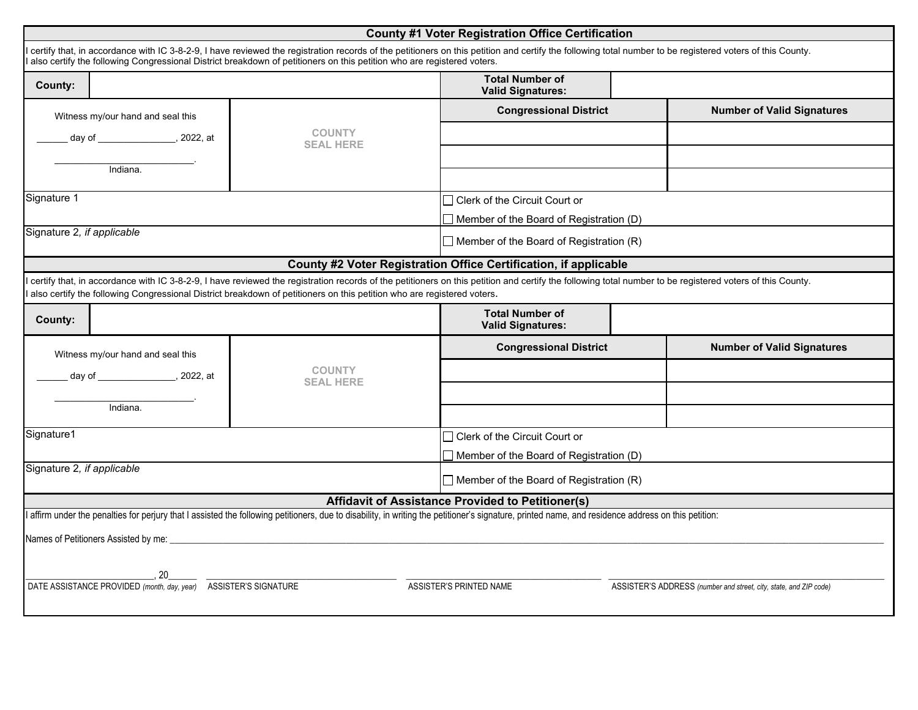## County #1 Voter Registration Office Certification

I certify that, in accordance with IC 3-8-2-9, I have reviewed the registration records of the petitioners on this petition and certify the following total number to be registered voters of this County.
I also certify the following Congressional District breakdown of petitioners on this petition who are registered voters.

**County:** ______________________ **Total Number of Valid Signatures:** ______________________

Witness my/our hand and seal this

______ day of _______________, 2022, at

___________________________.
Indiana.

COUNTY SEAL HERE

| Congressional District | Number of Valid Signatures |
|---|---|
| | |
| | |
| | |

Signature 1

☐ Clerk of the Circuit Court or

☐ Member of the Board of Registration (D)

Signature 2*, if applicable*

☐ Member of the Board of Registration (R)

## County #2 Voter Registration Office Certification, if applicable

I certify that, in accordance with IC 3-8-2-9, I have reviewed the registration records of the petitioners on this petition and certify the following total number to be registered voters of this County.
I also certify the following Congressional District breakdown of petitioners on this petition who are registered voters.

**County:** ______________________ **Total Number of Valid Signatures:** ______________________

Witness my/our hand and seal this

______ day of _______________, 2022, at

___________________________.
Indiana.

COUNTY SEAL HERE

| Congressional District | Number of Valid Signatures |
|---|---|
| | |
| | |
| | |

Signature1

☐ Clerk of the Circuit Court or

☐ Member of the Board of Registration (D)

Signature 2*, if applicable*

☐ Member of the Board of Registration (R)

## Affidavit of Assistance Provided to Petitioner(s)

I affirm under the penalties for perjury that I assisted the following petitioners, due to disability, in writing the petitioner's signature, printed name, and residence address on this petition:

Names of Petitioners Assisted by me: ____________________________________________________________

_________________________, 20______ ______________________________ ______________________________ ______________________________

DATE ASSISTANCE PROVIDED *(month, day, year)* ASSISTER'S SIGNATURE ASSISTER'S PRINTED NAME ASSISTER'S ADDRESS *(number and street, city, state, and ZIP code)*